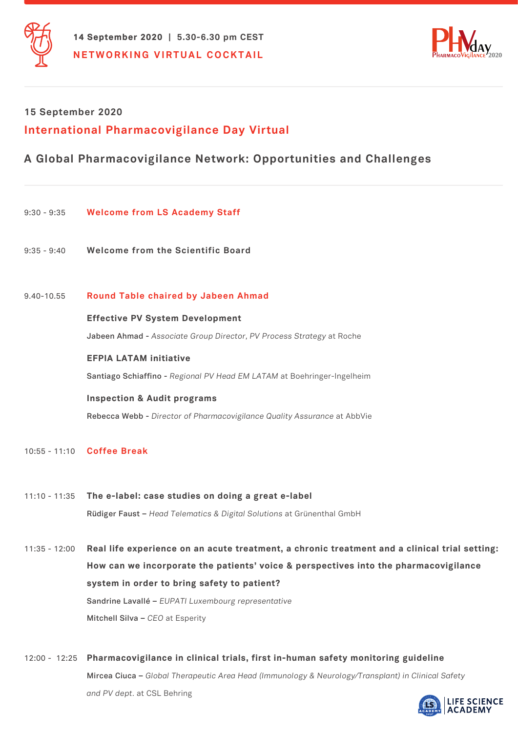**14 September 2020 | 5.30-6.30 pm CEST**

**NETWORKING VIRTUAL COCKTAIL**

PHVday PharmacoVigilance 2020

**15 September 2020**

## International Pharmacovigilance Day Virtual

## A Global Pharmacovigilance Network: Opportunities and Challenges

9:30 - 9:35 **Welcome from LS Academy Staff**

9:35 - 9:40 **Welcome from the Scientific Board**

9.40-10.55 **Round Table chaired by Jabeen Ahmad**

**Effective PV System Development**

**Jabeen Ahmad -** *Associate Group Director, PV Process Strategy* at Roche

**EFPIA LATAM initiative**

**Santiago Schiaffino -** *Regional PV Head EM LATAM* at Boehringer-Ingelheim

**Inspection & Audit programs**

**Rebecca Webb -** *Director of Pharmacovigilance Quality Assurance* at AbbVie

10:55 - 11:10 **Coffee Break**

11:10 - 11:35 **The e-label: case studies on doing a great e-label**

**Rüdiger Faust –** *Head Telematics & Digital Solutions* at Grünenthal GmbH

11:35 - 12:00 **Real life experience on an acute treatment, a chronic treatment and a clinical trial setting: How can we incorporate the patients' voice & perspectives into the pharmacovigilance system in order to bring safety to patient?**

**Sandrine Lavallé –** *EUPATI Luxembourg representative*

**Mitchell Silva –** *CEO* at Esperity

12:00 - 12:25 **Pharmacovigilance in clinical trials, first in-human safety monitoring guideline**

**Mircea Ciuca –** *Global Therapeutic Area Head (Immunology & Neurology/Transplant) in Clinical Safety and PV dept.* at CSL Behring

LIFE SCIENCE ACADEMY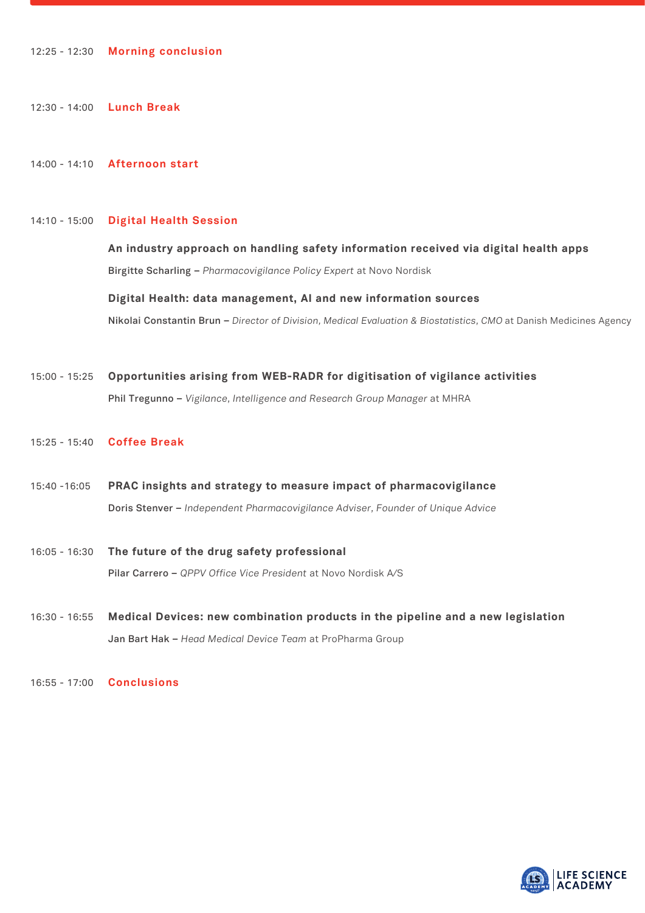12:25 - 12:30 **Morning conclusion**

12:30 - 14:00 **Lunch Break**

14:00 - 14:10 **Afternoon start**

14:10 - 15:00 **Digital Health Session**

**An industry approach on handling safety information received via digital health apps**

**Birgitte Scharling –** *Pharmacovigilance Policy Expert* at Novo Nordisk

**Digital Health: data management, AI and new information sources**

**Nikolai Constantin Brun –** *Director of Division, Medical Evaluation & Biostatistics, CMO* at Danish Medicines Agency

15:00 - 15:25 **Opportunities arising from WEB-RADR for digitisation of vigilance activities**

**Phil Tregunno –** *Vigilance, Intelligence and Research Group Manager* at MHRA

15:25 - 15:40 **Coffee Break**

15:40 -16:05 **PRAC insights and strategy to measure impact of pharmacovigilance**

**Doris Stenver –** *Independent Pharmacovigilance Adviser, Founder of Unique Advice*

16:05 - 16:30 **The future of the drug safety professional**

**Pilar Carrero –** *QPPV Office Vice President* at Novo Nordisk A/S

16:30 - 16:55 **Medical Devices: new combination products in the pipeline and a new legislation**

**Jan Bart Hak –** *Head Medical Device Team* at ProPharma Group

16:55 - 17:00 **Conclusions**

LIFE SCIENCE ACADEMY